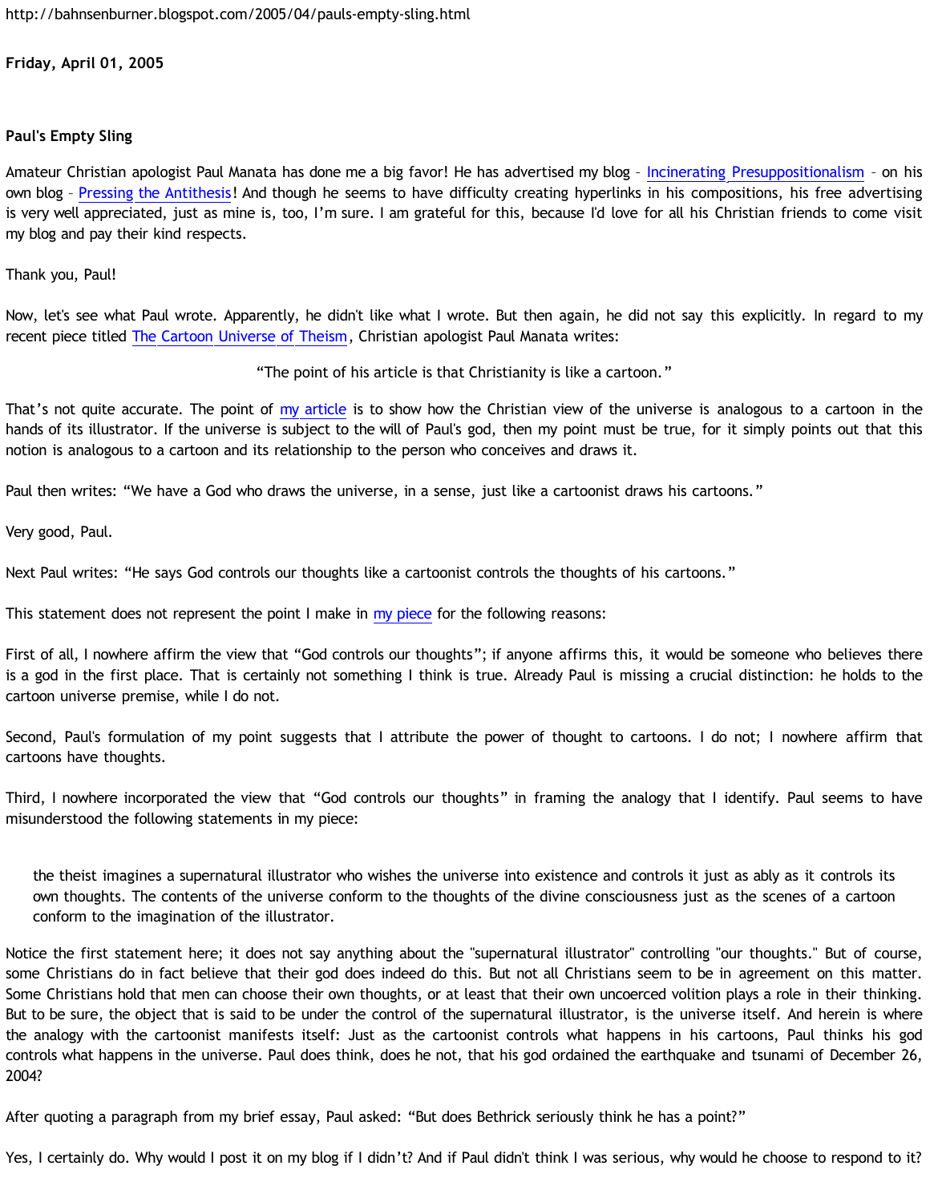http://bahnsenburner.blogspot.com/2005/04/pauls-empty-sling.html

**Friday, April 01, 2005**

### Paul's Empty Sling

Amateur Christian apologist Paul Manata has done me a big favor! He has advertised my blog – Incinerating Presuppositionalism – on his own blog – Pressing the Antithesis! And though he seems to have difficulty creating hyperlinks in his compositions, his free advertising is very well appreciated, just as mine is, too, I'm sure. I am grateful for this, because I'd love for all his Christian friends to come visit my blog and pay their kind respects.

Thank you, Paul!

Now, let's see what Paul wrote. Apparently, he didn't like what I wrote. But then again, he did not say this explicitly. In regard to my recent piece titled The Cartoon Universe of Theism, Christian apologist Paul Manata writes:

"The point of his article is that Christianity is like a cartoon."

That's not quite accurate. The point of my article is to show how the Christian view of the universe is analogous to a cartoon in the hands of its illustrator. If the universe is subject to the will of Paul's god, then my point must be true, for it simply points out that this notion is analogous to a cartoon and its relationship to the person who conceives and draws it.

Paul then writes: "We have a God who draws the universe, in a sense, just like a cartoonist draws his cartoons."

Very good, Paul.

Next Paul writes: "He says God controls our thoughts like a cartoonist controls the thoughts of his cartoons."

This statement does not represent the point I make in my piece for the following reasons:

First of all, I nowhere affirm the view that "God controls our thoughts"; if anyone affirms this, it would be someone who believes there is a god in the first place. That is certainly not something I think is true. Already Paul is missing a crucial distinction: he holds to the cartoon universe premise, while I do not.

Second, Paul's formulation of my point suggests that I attribute the power of thought to cartoons. I do not; I nowhere affirm that cartoons have thoughts.

Third, I nowhere incorporated the view that "God controls our thoughts" in framing the analogy that I identify. Paul seems to have misunderstood the following statements in my piece:

> the theist imagines a supernatural illustrator who wishes the universe into existence and controls it just as ably as it controls its own thoughts. The contents of the universe conform to the thoughts of the divine consciousness just as the scenes of a cartoon conform to the imagination of the illustrator.

Notice the first statement here; it does not say anything about the "supernatural illustrator" controlling "our thoughts." But of course, some Christians do in fact believe that their god does indeed do this. But not all Christians seem to be in agreement on this matter. Some Christians hold that men can choose their own thoughts, or at least that their own uncoerced volition plays a role in their thinking. But to be sure, the object that is said to be under the control of the supernatural illustrator, is the universe itself. And herein is where the analogy with the cartoonist manifests itself: Just as the cartoonist controls what happens in his cartoons, Paul thinks his god controls what happens in the universe. Paul does think, does he not, that his god ordained the earthquake and tsunami of December 26, 2004?

After quoting a paragraph from my brief essay, Paul asked: "But does Bethrick seriously think he has a point?"

Yes, I certainly do. Why would I post it on my blog if I didn't? And if Paul didn't think I was serious, why would he choose to respond to it?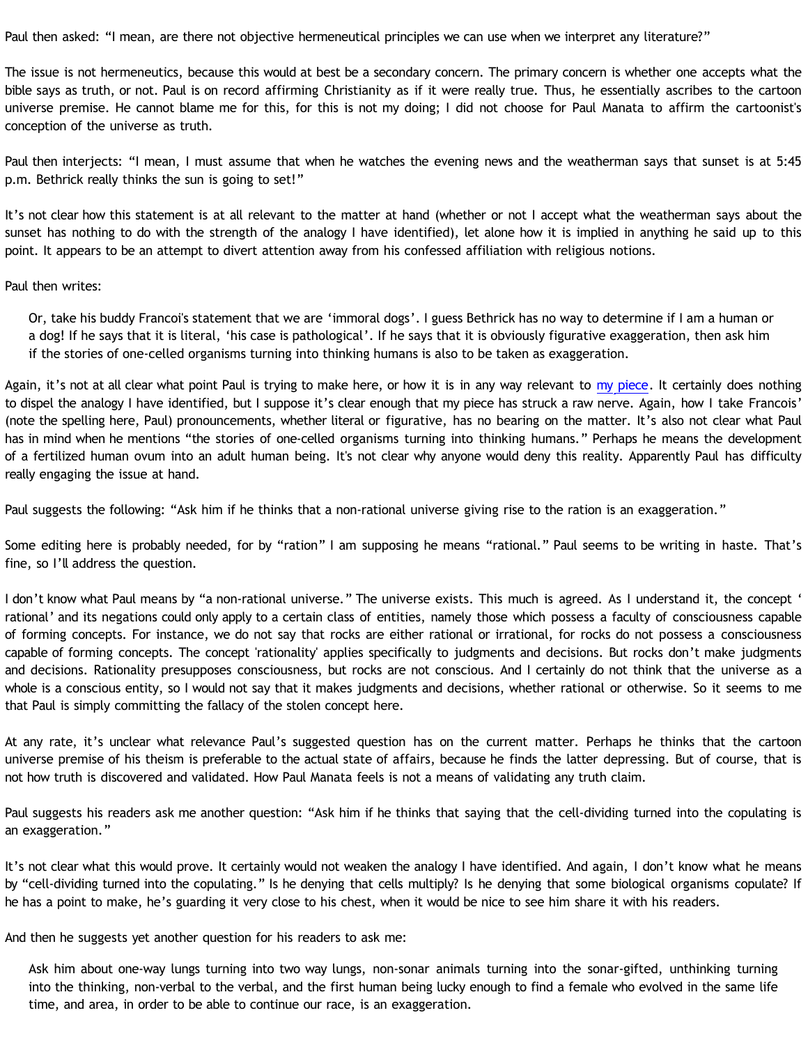Paul then asked: “I mean, are there not objective hermeneutical principles we can use when we interpret any literature?”

The issue is not hermeneutics, because this would at best be a secondary concern. The primary concern is whether one accepts what the bible says as truth, or not. Paul is on record affirming Christianity as if it were really true. Thus, he essentially ascribes to the cartoon universe premise. He cannot blame me for this, for this is not my doing; I did not choose for Paul Manata to affirm the cartoonist's conception of the universe as truth.

Paul then interjects: “I mean, I must assume that when he watches the evening news and the weatherman says that sunset is at 5:45 p.m. Bethrick really thinks the sun is going to set!”

It’s not clear how this statement is at all relevant to the matter at hand (whether or not I accept what the weatherman says about the sunset has nothing to do with the strength of the analogy I have identified), let alone how it is implied in anything he said up to this point. It appears to be an attempt to divert attention away from his confessed affiliation with religious notions.

Paul then writes:

> Or, take his buddy Francoi's statement that we are ‘immoral dogs’. I guess Bethrick has no way to determine if I am a human or a dog! If he says that it is literal, ‘his case is pathological’. If he says that it is obviously figurative exaggeration, then ask him if the stories of one-celled organisms turning into thinking humans is also to be taken as exaggeration.

Again, it’s not at all clear what point Paul is trying to make here, or how it is in any way relevant to my piece. It certainly does nothing to dispel the analogy I have identified, but I suppose it’s clear enough that my piece has struck a raw nerve. Again, how I take Francois’ (note the spelling here, Paul) pronouncements, whether literal or figurative, has no bearing on the matter. It’s also not clear what Paul has in mind when he mentions “the stories of one-celled organisms turning into thinking humans.” Perhaps he means the development of a fertilized human ovum into an adult human being. It's not clear why anyone would deny this reality. Apparently Paul has difficulty really engaging the issue at hand.

Paul suggests the following: “Ask him if he thinks that a non-rational universe giving rise to the ration is an exaggeration.”

Some editing here is probably needed, for by “ration” I am supposing he means “rational.” Paul seems to be writing in haste. That’s fine, so I’ll address the question.

I don’t know what Paul means by “a non-rational universe.” The universe exists. This much is agreed. As I understand it, the concept ‘ rational’ and its negations could only apply to a certain class of entities, namely those which possess a faculty of consciousness capable of forming concepts. For instance, we do not say that rocks are either rational or irrational, for rocks do not possess a consciousness capable of forming concepts. The concept 'rationality' applies specifically to judgments and decisions. But rocks don’t make judgments and decisions. Rationality presupposes consciousness, but rocks are not conscious. And I certainly do not think that the universe as a whole is a conscious entity, so I would not say that it makes judgments and decisions, whether rational or otherwise. So it seems to me that Paul is simply committing the fallacy of the stolen concept here.

At any rate, it’s unclear what relevance Paul’s suggested question has on the current matter. Perhaps he thinks that the cartoon universe premise of his theism is preferable to the actual state of affairs, because he finds the latter depressing. But of course, that is not how truth is discovered and validated. How Paul Manata feels is not a means of validating any truth claim.

Paul suggests his readers ask me another question: “Ask him if he thinks that saying that the cell-dividing turned into the copulating is an exaggeration.”

It’s not clear what this would prove. It certainly would not weaken the analogy I have identified. And again, I don’t know what he means by “cell-dividing turned into the copulating.” Is he denying that cells multiply? Is he denying that some biological organisms copulate? If he has a point to make, he’s guarding it very close to his chest, when it would be nice to see him share it with his readers.

And then he suggests yet another question for his readers to ask me:

> Ask him about one-way lungs turning into two way lungs, non-sonar animals turning into the sonar-gifted, unthinking turning into the thinking, non-verbal to the verbal, and the first human being lucky enough to find a female who evolved in the same life time, and area, in order to be able to continue our race, is an exaggeration.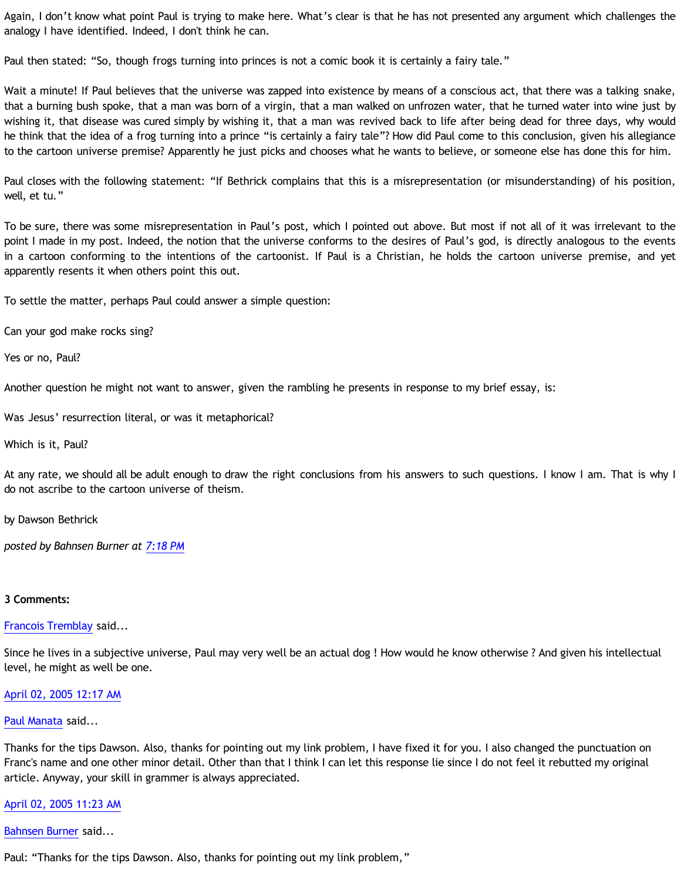Again, I don't know what point Paul is trying to make here. What's clear is that he has not presented any argument which challenges the analogy I have identified. Indeed, I don't think he can.

Paul then stated: "So, though frogs turning into princes is not a comic book it is certainly a fairy tale."

Wait a minute! If Paul believes that the universe was zapped into existence by means of a conscious act, that there was a talking snake, that a burning bush spoke, that a man was born of a virgin, that a man walked on unfrozen water, that he turned water into wine just by wishing it, that disease was cured simply by wishing it, that a man was revived back to life after being dead for three days, why would he think that the idea of a frog turning into a prince "is certainly a fairy tale"? How did Paul come to this conclusion, given his allegiance to the cartoon universe premise? Apparently he just picks and chooses what he wants to believe, or someone else has done this for him.

Paul closes with the following statement: "If Bethrick complains that this is a misrepresentation (or misunderstanding) of his position, well, et tu."

To be sure, there was some misrepresentation in Paul's post, which I pointed out above. But most if not all of it was irrelevant to the point I made in my post. Indeed, the notion that the universe conforms to the desires of Paul's god, is directly analogous to the events in a cartoon conforming to the intentions of the cartoonist. If Paul is a Christian, he holds the cartoon universe premise, and yet apparently resents it when others point this out.

To settle the matter, perhaps Paul could answer a simple question:

Can your god make rocks sing?

Yes or no, Paul?

Another question he might not want to answer, given the rambling he presents in response to my brief essay, is:

Was Jesus' resurrection literal, or was it metaphorical?

Which is it, Paul?

At any rate, we should all be adult enough to draw the right conclusions from his answers to such questions. I know I am. That is why I do not ascribe to the cartoon universe of theism.

by Dawson Bethrick

*posted by Bahnsen Burner at 7:18 PM*

**3 Comments:**

Francois Tremblay said...

Since he lives in a subjective universe, Paul may very well be an actual dog ! How would he know otherwise ? And given his intellectual level, he might as well be one.

April 02, 2005 12:17 AM

Paul Manata said...

Thanks for the tips Dawson. Also, thanks for pointing out my link problem, I have fixed it for you. I also changed the punctuation on Franc's name and one other minor detail. Other than that I think I can let this response lie since I do not feel it rebutted my original article. Anyway, your skill in grammer is always appreciated.

April 02, 2005 11:23 AM

Bahnsen Burner said...

Paul: "Thanks for the tips Dawson. Also, thanks for pointing out my link problem,"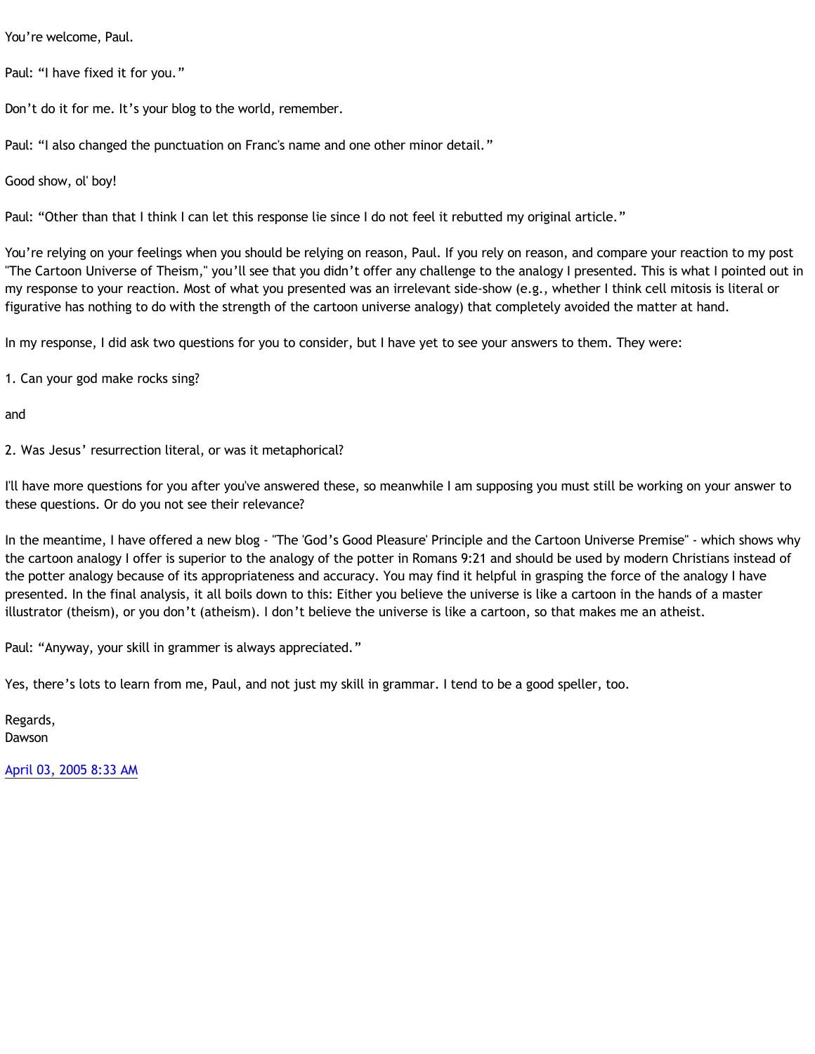You're welcome, Paul.

Paul: "I have fixed it for you."

Don't do it for me. It's your blog to the world, remember.

Paul: "I also changed the punctuation on Franc's name and one other minor detail."

Good show, ol' boy!

Paul: "Other than that I think I can let this response lie since I do not feel it rebutted my original article."

You're relying on your feelings when you should be relying on reason, Paul. If you rely on reason, and compare your reaction to my post "The Cartoon Universe of Theism," you'll see that you didn't offer any challenge to the analogy I presented. This is what I pointed out in my response to your reaction. Most of what you presented was an irrelevant side-show (e.g., whether I think cell mitosis is literal or figurative has nothing to do with the strength of the cartoon universe analogy) that completely avoided the matter at hand.

In my response, I did ask two questions for you to consider, but I have yet to see your answers to them. They were:

1. Can your god make rocks sing?

and

2. Was Jesus' resurrection literal, or was it metaphorical?

I'll have more questions for you after you've answered these, so meanwhile I am supposing you must still be working on your answer to these questions. Or do you not see their relevance?

In the meantime, I have offered a new blog - "The 'God's Good Pleasure' Principle and the Cartoon Universe Premise" - which shows why the cartoon analogy I offer is superior to the analogy of the potter in Romans 9:21 and should be used by modern Christians instead of the potter analogy because of its appropriateness and accuracy. You may find it helpful in grasping the force of the analogy I have presented. In the final analysis, it all boils down to this: Either you believe the universe is like a cartoon in the hands of a master illustrator (theism), or you don't (atheism). I don't believe the universe is like a cartoon, so that makes me an atheist.

Paul: "Anyway, your skill in grammer is always appreciated."

Yes, there's lots to learn from me, Paul, and not just my skill in grammar. I tend to be a good speller, too.

Regards,
Dawson

April 03, 2005 8:33 AM